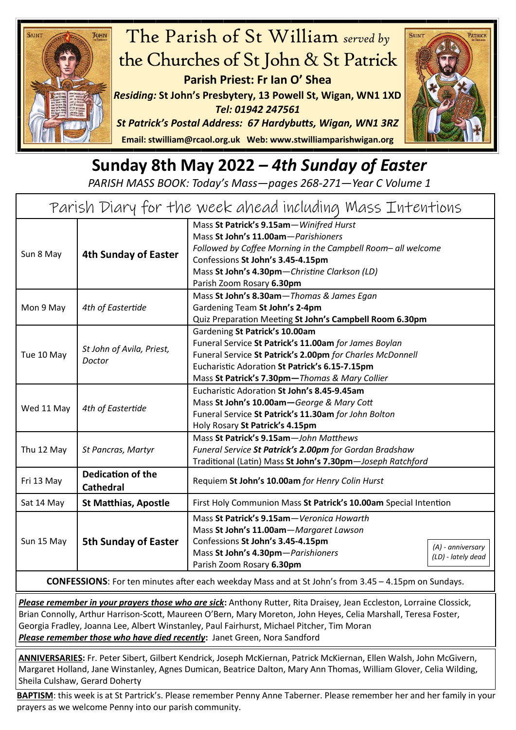# The Parish of St William *served by* the Churches of St John & St Patrick

**Parish Priest: Fr Ian O' Shea**

***Residing:* St John's Presbytery, 13 Powell St, Wigan, WN1 1XD**

***Tel: 01942 247561***

***St Patrick's Postal Address: 67 Hardybutts, Wigan, WN1 3RZ***

**Email: stwilliam@rcaol.org.uk Web: www.stwilliamparishwigan.org**

# Sunday 8th May 2022 – *4th Sunday of Easter*

*PARISH MASS BOOK: Today's Mass—pages 268-271—Year C Volume 1*

## Parish Diary for the week ahead including Mass Intentions

| | | |
|---|---|---|
| Sun 8 May | **4th Sunday of Easter** | Mass **St Patrick's 9.15am**—*Winifred Hurst*<br>Mass **St John's 11.00am**—*Parishioners*<br>*Followed by Coffee Morning in the Campbell Room– all welcome*<br>Confessions **St John's 3.45-4.15pm**<br>Mass **St John's 4.30pm**—*Christine Clarkson (LD)*<br>Parish Zoom Rosary **6.30pm** |
| Mon 9 May | *4th of Eastertide* | Mass **St John's 8.30am**—*Thomas & James Egan*<br>Gardening Team **St John's 2-4pm**<br>Quiz Preparation Meeting **St John's Campbell Room 6.30pm** |
| Tue 10 May | *St John of Avila, Priest, Doctor* | Gardening **St Patrick's 10.00am**<br>Funeral Service **St Patrick's 11.00am** *for James Boylan*<br>Funeral Service **St Patrick's 2.00pm** *for Charles McDonnell*<br>Eucharistic Adoration **St Patrick's 6.15-7.15pm**<br>Mass **St Patrick's 7.30pm—***Thomas & Mary Collier* |
| Wed 11 May | *4th of Eastertide* | Eucharistic Adoration **St John's 8.45-9.45am**<br>Mass **St John's 10.00am—***George & Mary Cott*<br>Funeral Service **St Patrick's 11.30am** *for John Bolton*<br>Holy Rosary **St Patrick's 4.15pm** |
| Thu 12 May | *St Pancras, Martyr* | Mass **St Patrick's 9.15am**—*John Matthews*<br>*Funeral Service **St Patrick's 2.00pm** for Gordan Bradshaw*<br>Traditional (Latin) Mass **St John's 7.30pm**—*Joseph Ratchford* |
| Fri 13 May | **Dedication of the Cathedral** | Requiem **St John's 10.00am** *for Henry Colin Hurst* |
| Sat 14 May | **St Matthias, Apostle** | First Holy Communion Mass **St Patrick's 10.00am** Special Intention |
| Sun 15 May | **5th Sunday of Easter** | Mass **St Patrick's 9.15am**—*Veronica Howarth*<br>Mass **St John's 11.00am**—*Margaret Lawson*<br>Confessions **St John's 3.45-4.15pm**<br>Mass **St John's 4.30pm**—*Parishioners*<br>Parish Zoom Rosary **6.30pm** |

*(A) - anniversary*
*(LD) - lately dead*

**CONFESSIONS**: For ten minutes after each weekday Mass and at St John's from 3.45 – 4.15pm on Sundays.

***Please remember in your prayers those who are sick*:** Anthony Rutter, Rita Draisey, Jean Eccleston, Lorraine Clossick, Brian Connolly, Arthur Harrison-Scott, Maureen O'Bern, Mary Moreton, John Heyes, Celia Marshall, Teresa Foster, Georgia Fradley, Joanna Lee, Albert Winstanley, Paul Fairhurst, Michael Pitcher, Tim Moran

***Please remember those who have died recently*:** Janet Green, Nora Sandford

**ANNIVERSARIES:** Fr. Peter Sibert, Gilbert Kendrick, Joseph McKiernan, Patrick McKiernan, Ellen Walsh, John McGivern, Margaret Holland, Jane Winstanley, Agnes Dumican, Beatrice Dalton, Mary Ann Thomas, William Glover, Celia Wilding, Sheila Culshaw, Gerard Doherty

**BAPTISM**: this week is at St Partrick's. Please remember Penny Anne Taberner. Please remember her and her family in your prayers as we welcome Penny into our parish community.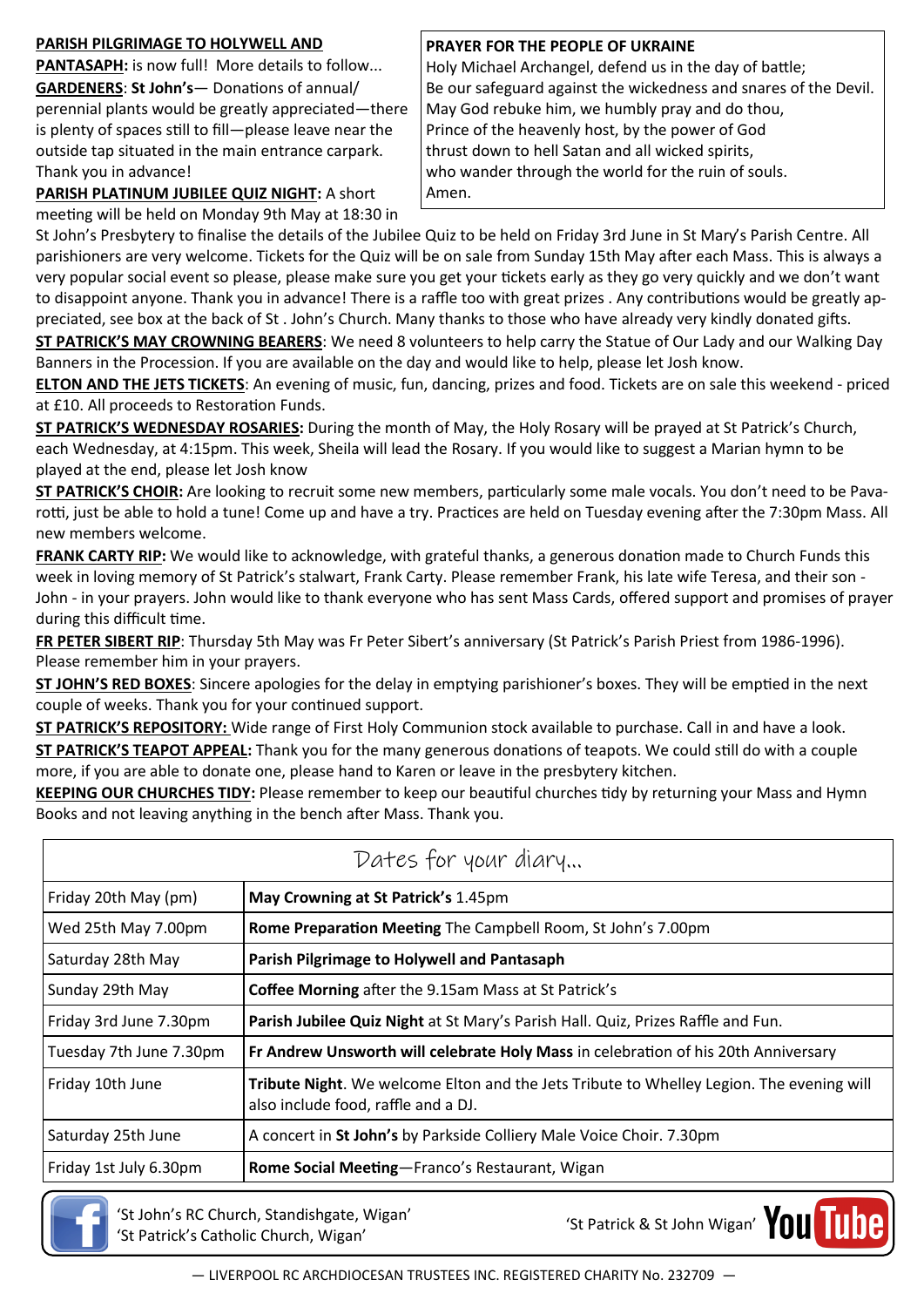**PARISH PILGRIMAGE TO HOLYWELL AND PANTASAPH:** is now full! More details to follow...

**GARDENERS**: **St John's**— Donations of annual/perennial plants would be greatly appreciated—there is plenty of spaces still to fill—please leave near the outside tap situated in the main entrance carpark. Thank you in advance!

**PARISH PLATINUM JUBILEE QUIZ NIGHT:** A short meeting will be held on Monday 9th May at 18:30 in St John's Presbytery to finalise the details of the Jubilee Quiz to be held on Friday 3rd June in St Mary's Parish Centre. All parishioners are very welcome. Tickets for the Quiz will be on sale from Sunday 15th May after each Mass. This is always a very popular social event so please, please make sure you get your tickets early as they go very quickly and we don't want to disappoint anyone. Thank you in advance! There is a raffle too with great prizes . Any contributions would be greatly appreciated, see box at the back of St . John's Church. Many thanks to those who have already very kindly donated gifts.

**PRAYER FOR THE PEOPLE OF UKRAINE**

Holy Michael Archangel, defend us in the day of battle;
Be our safeguard against the wickedness and snares of the Devil.
May God rebuke him, we humbly pray and do thou,
Prince of the heavenly host, by the power of God
thrust down to hell Satan and all wicked spirits,
who wander through the world for the ruin of souls.
Amen.

**ST PATRICK'S MAY CROWNING BEARERS**: We need 8 volunteers to help carry the Statue of Our Lady and our Walking Day Banners in the Procession. If you are available on the day and would like to help, please let Josh know.

**ELTON AND THE JETS TICKETS**: An evening of music, fun, dancing, prizes and food. Tickets are on sale this weekend - priced at £10. All proceeds to Restoration Funds.

**ST PATRICK'S WEDNESDAY ROSARIES:** During the month of May, the Holy Rosary will be prayed at St Patrick's Church, each Wednesday, at 4:15pm. This week, Sheila will lead the Rosary. If you would like to suggest a Marian hymn to be played at the end, please let Josh know

**ST PATRICK'S CHOIR:** Are looking to recruit some new members, particularly some male vocals. You don't need to be Pavarotti, just be able to hold a tune! Come up and have a try. Practices are held on Tuesday evening after the 7:30pm Mass. All new members welcome.

**FRANK CARTY RIP:** We would like to acknowledge, with grateful thanks, a generous donation made to Church Funds this week in loving memory of St Patrick's stalwart, Frank Carty. Please remember Frank, his late wife Teresa, and their son - John - in your prayers. John would like to thank everyone who has sent Mass Cards, offered support and promises of prayer during this difficult time.

**FR PETER SIBERT RIP**: Thursday 5th May was Fr Peter Sibert's anniversary (St Patrick's Parish Priest from 1986-1996). Please remember him in your prayers.

**ST JOHN'S RED BOXES**: Sincere apologies for the delay in emptying parishioner's boxes. They will be emptied in the next couple of weeks. Thank you for your continued support.

**ST PATRICK'S REPOSITORY:** Wide range of First Holy Communion stock available to purchase. Call in and have a look.

**ST PATRICK'S TEAPOT APPEAL:** Thank you for the many generous donations of teapots. We could still do with a couple more, if you are able to donate one, please hand to Karen or leave in the presbytery kitchen.

**KEEPING OUR CHURCHES TIDY:** Please remember to keep our beautiful churches tidy by returning your Mass and Hymn Books and not leaving anything in the bench after Mass. Thank you.

## Dates for your diary...

| | |
|---|---|
| Friday 20th May (pm) | **May Crowning at St Patrick's** 1.45pm |
| Wed 25th May 7.00pm | **Rome Preparation Meeting** The Campbell Room, St John's 7.00pm |
| Saturday 28th May | **Parish Pilgrimage to Holywell and Pantasaph** |
| Sunday 29th May | **Coffee Morning** after the 9.15am Mass at St Patrick's |
| Friday 3rd June 7.30pm | **Parish Jubilee Quiz Night** at St Mary's Parish Hall. Quiz, Prizes Raffle and Fun. |
| Tuesday 7th June 7.30pm | **Fr Andrew Unsworth will celebrate Holy Mass** in celebration of his 20th Anniversary |
| Friday 10th June | **Tribute Night**. We welcome Elton and the Jets Tribute to Whelley Legion. The evening will also include food, raffle and a DJ. |
| Saturday 25th June | A concert in **St John's** by Parkside Colliery Male Voice Choir. 7.30pm |
| Friday 1st July 6.30pm | **Rome Social Meeting**—Franco's Restaurant, Wigan |

'St John's RC Church, Standishgate, Wigan'
'St Patrick's Catholic Church, Wigan'

'St Patrick & St John Wigan' YouTube

— LIVERPOOL RC ARCHDIOCESAN TRUSTEES INC. REGISTERED CHARITY No. 232709 —